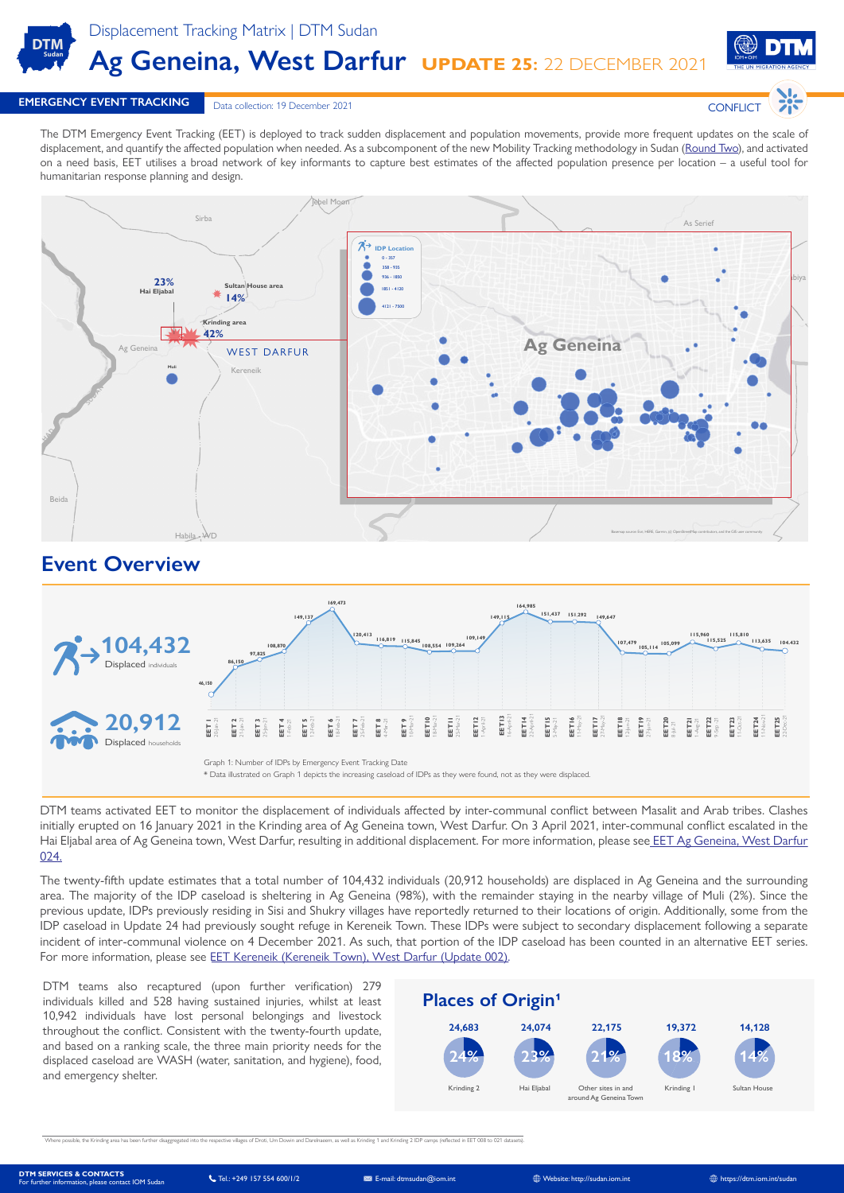Displacement Tracking Matrix | DTM Sudan

# Ag Geneina, West Darfur UPDATE 25: 22 DECEMBER 2021

**EMERGENCY EVENT TRACKING** Data collection: 19 December 2021 CONFLICT

The DTM Emergency Event Tracking (EET) is deployed to track sudden displacement and population movements, provide more frequent updates on the scale of displacement, and quantify the affected population when needed. As a subcomponent of the new Mobility Tracking methodology in Sudan (Round Two), and activated on a need basis, EET utilises a broad network of key informants to capture best estimates of the affected population presence per location – a useful tool for humanitarian response planning and design.

## Event Overview

**104,432** Displaced individuals

**20,912** Displaced households

| EET | Date | IDPs |
|---|---|---|
| EET 1 | 20-Jan-21 | 46,150 |
| EET 2 | 21-Jan-21 | 86,150 |
| EET 3 | 25-Jan-21 | 97,825 |
| EET 4 | 1-Feb-21 | 108,870 |
| EET 5 | 13-Feb-21 | 149,137 |
| EET 6 | 18-Feb-21 | 169,473 |
| EET 7 | 25-Feb-21 | 120,413 |
| EET 8 | 4-Mar-21 | 116,819 |
| EET 9 | 10-Mar-21 | 115,845 |
| EET 10 | 18-Mar-21 | 108,554 |
| EET 11 | 25-Mar-21 | 109,264 |
| EET 12 | 1-April-21 | 109,149 |
| EET 13 | 16-April-21 | 149,115 |
| EET 14 | 22-April-21 | 164,985 |
| EET 15 | 2-May-21 | 151,437 |
| EET 16 | 11-May-21 | 151,292 |
| EET 17 | 27-May-21 | 149,647 |
| EET 18 | 13-Jun-21 | 107,479 |
| EET 19 | 27-Jun-21 | 105,114 |
| EET 20 | 8-Jul-21 | 105,099 |
| EET 21 | 1-Aug-21 | 115,960 |
| EET 22 | 9-Sep-21 | 115,525 |
| EET 23 | 11-Oct-21 | 115,810 |
| EET 24 | 11-Nov-21 | 113,635 |
| EET 25 | 22-Dec-21 | 104,432 |

Graph 1: Number of IDPs by Emergency Event Tracking Date

* Data illustrated on Graph 1 depicts the increasing caseload of IDPs as they were found, not as they were displaced.

DTM teams activated EET to monitor the displacement of individuals affected by inter-communal conflict between Masalit and Arab tribes. Clashes initially erupted on 16 January 2021 in the Krinding area of Ag Geneina town, West Darfur. On 3 April 2021, inter-communal conflict escalated in the Hai Eljabal area of Ag Geneina town, West Darfur, resulting in additional displacement. For more information, please see EET Ag Geneina, West Darfur 024.

The twenty-fifth update estimates that a total number of 104,432 individuals (20,912 households) are displaced in Ag Geneina and the surrounding area. The majority of the IDP caseload is sheltering in Ag Geneina (98%), with the remainder staying in the nearby village of Muli (2%). Since the previous update, IDPs previously residing in Sisi and Shukry villages have reportedly returned to their locations of origin. Additionally, some from the IDP caseload in Update 24 had previously sought refuge in Kereneik Town. These IDPs were subject to secondary displacement following a separate incident of inter-communal violence on 4 December 2021. As such, that portion of the IDP caseload has been counted in an alternative EET series. For more information, please see EET Kereneik (Kereneik Town), West Darfur (Update 002).

DTM teams also recaptured (upon further verification) 279 individuals killed and 528 having sustained injuries, whilst at least 10,942 individuals have lost personal belongings and livestock throughout the conflict. Consistent with the twenty-fourth update, and based on a ranking scale, the three main priority needs for the displaced caseload are WASH (water, sanitation, and hygiene), food, and emergency shelter.

## Places of Origin[1]

| Place | Individuals | % |
|---|---|---|
| Krinding 2 | 24,683 | 24% |
| Hai Eljabal | 24,074 | 23% |
| Other sites in and around Ag Geneina Town | 22,175 | 21% |
| Krinding 1 | 19,372 | 18% |
| Sultan House | 14,128 | 14% |

[1] Where possible, the Krinding area has been further disaggregated into the respective villages of Drott, Um Dowin and Daralnaeem, as well as Krinding 1 and Krinding 2 IDP camps (reflected in EET 008 to 021 datasets).

**DTM SERVICES & CONTACTS**
For further information, please contact IOM Sudan
Tel.: +249 157 554 600/1/2 | E-mail: dtmsudan@iom.int | Website: http://sudan.iom.int | https://dtm.iom.int/sudan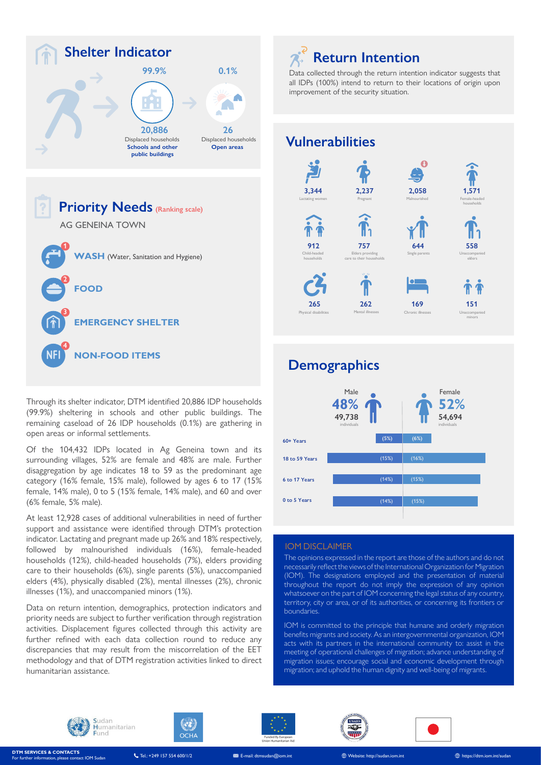## Shelter Indicator

99.9%
20,886
Displaced households
**Schools and other public buildings**

0.1%
26
Displaced households
**Open areas**

## Priority Needs (Ranking scale)

AG GENEINA TOWN

1. **WASH** (Water, Sanitation and Hygiene)
2. **FOOD**
3. **EMERGENCY SHELTER**
4. **NON-FOOD ITEMS**

Through its shelter indicator, DTM identified 20,886 IDP households (99.9%) sheltering in schools and other public buildings. The remaining caseload of 26 IDP households (0.1%) are gathering in open areas or informal settlements.

Of the 104,432 IDPs located in Ag Geneina town and its surrounding villages, 52% are female and 48% are male. Further disaggregation by age indicates 18 to 59 as the predominant age category (16% female, 15% male), followed by ages 6 to 17 (15% female, 14% male), 0 to 5 (15% female, 14% male), and 60 and over (6% female, 5% male).

At least 12,928 cases of additional vulnerabilities in need of further support and assistance were identified through DTM's protection indicator. Lactating and pregnant made up 26% and 18% respectively, followed by malnourished individuals (16%), female-headed households (12%), child-headed households (7%), elders providing care to their households (6%), single parents (5%), unaccompanied elders (4%), physically disabled (2%), mental illnesses (2%), chronic illnesses (1%), and unaccompanied minors (1%).

Data on return intention, demographics, protection indicators and priority needs are subject to further verification through registration activities. Displacement figures collected through this activity are further refined with each data collection round to reduce any discrepancies that may result from the miscorrelation of the EET methodology and that of DTM registration activities linked to direct humanitarian assistance.

## Return Intention

Data collected through the return intention indicator suggests that all IDPs (100%) intend to return to their locations of origin upon improvement of the security situation.

## Vulnerabilities

| | | | |
|---|---|---|---|
| 3,344 Lactating women | 2,237 Pregnant | 2,058 Malnourished | 1,571 Female-headed households |
| 912 Child-headed households | 757 Elders providing care to their households | 644 Single parents | 558 Unaccompanied elders |
| 265 Physical disabilities | 262 Mental illnesses | 169 Chronic illnesses | 151 Unaccompanied minors |

## Demographics

Male
48%
49,738
individuals

Female
52%
54,694
individuals

60+ Years (5%) (6%)
18 to 59 Years (15%) (16%)
6 to 17 Years (14%) (15%)
0 to 5 Years (14%) (15%)

### IOM DISCLAIMER

The opinions expressed in the report are those of the authors and do not necessarily reflect the views of the International Organization for Migration (IOM). The designations employed and the presentation of material throughout the report do not imply the expression of any opinion whatsoever on the part of IOM concerning the legal status of any country, territory, city or area, or of its authorities, or concerning its frontiers or boundaries.

IOM is committed to the principle that humane and orderly migration benefits migrants and society. As an intergovernmental organization, IOM acts with its partners in the international community to: assist in the meeting of operational challenges of migration; advance understanding of migration issues; encourage social and economic development through migration; and uphold the human dignity and well-being of migrants.

Sudan Humanitarian Fund
OCHA
Funded By European Union Humanitarian Aid

**DTM SERVICES & CONTACTS**
For further information, please contact IOM Sudan
Tel.: +249 157 554 600/1/2
E-mail: dtmsudan@iom.int
Website: http://sudan.iom.int
https://dtm.iom.int/sudan